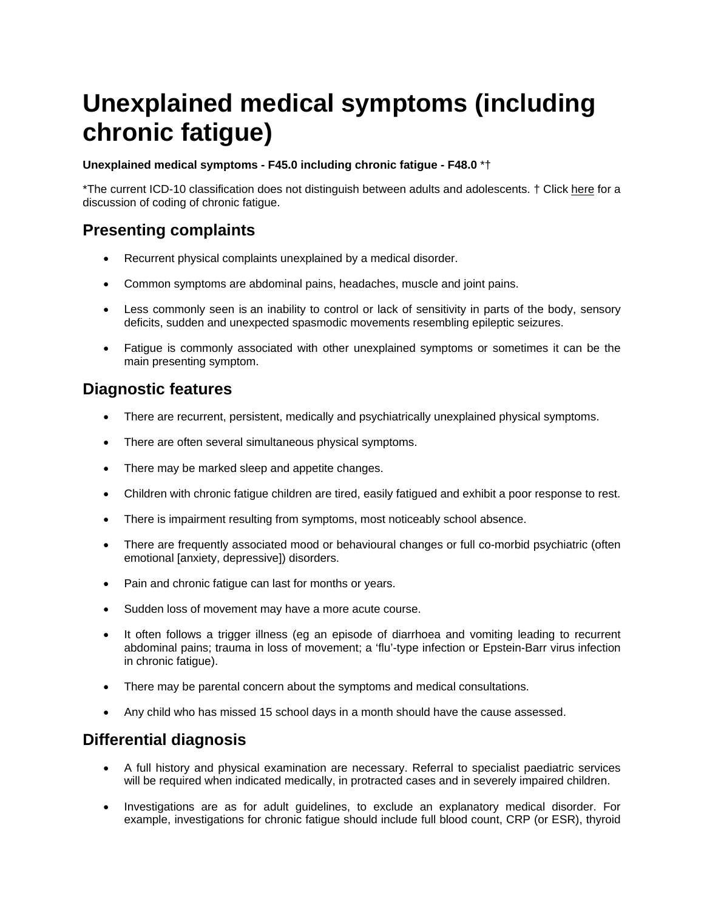# Unexplained medical symptoms (including chronic fatigue)

**Unexplained medical symptoms - F45.0 including chronic fatigue - F48.0** *†

*The current ICD-10 classification does not distinguish between adults and adolescents. † Click here for a discussion of coding of chronic fatigue.

## Presenting complaints

- Recurrent physical complaints unexplained by a medical disorder.
- Common symptoms are abdominal pains, headaches, muscle and joint pains.
- Less commonly seen is an inability to control or lack of sensitivity in parts of the body, sensory deficits, sudden and unexpected spasmodic movements resembling epileptic seizures.
- Fatigue is commonly associated with other unexplained symptoms or sometimes it can be the main presenting symptom.

## Diagnostic features

- There are recurrent, persistent, medically and psychiatrically unexplained physical symptoms.
- There are often several simultaneous physical symptoms.
- There may be marked sleep and appetite changes.
- Children with chronic fatigue children are tired, easily fatigued and exhibit a poor response to rest.
- There is impairment resulting from symptoms, most noticeably school absence.
- There are frequently associated mood or behavioural changes or full co-morbid psychiatric (often emotional [anxiety, depressive]) disorders.
- Pain and chronic fatigue can last for months or years.
- Sudden loss of movement may have a more acute course.
- It often follows a trigger illness (eg an episode of diarrhoea and vomiting leading to recurrent abdominal pains; trauma in loss of movement; a 'flu'-type infection or Epstein-Barr virus infection in chronic fatigue).
- There may be parental concern about the symptoms and medical consultations.
- Any child who has missed 15 school days in a month should have the cause assessed.

## Differential diagnosis

- A full history and physical examination are necessary. Referral to specialist paediatric services will be required when indicated medically, in protracted cases and in severely impaired children.
- Investigations are as for adult guidelines, to exclude an explanatory medical disorder. For example, investigations for chronic fatigue should include full blood count, CRP (or ESR), thyroid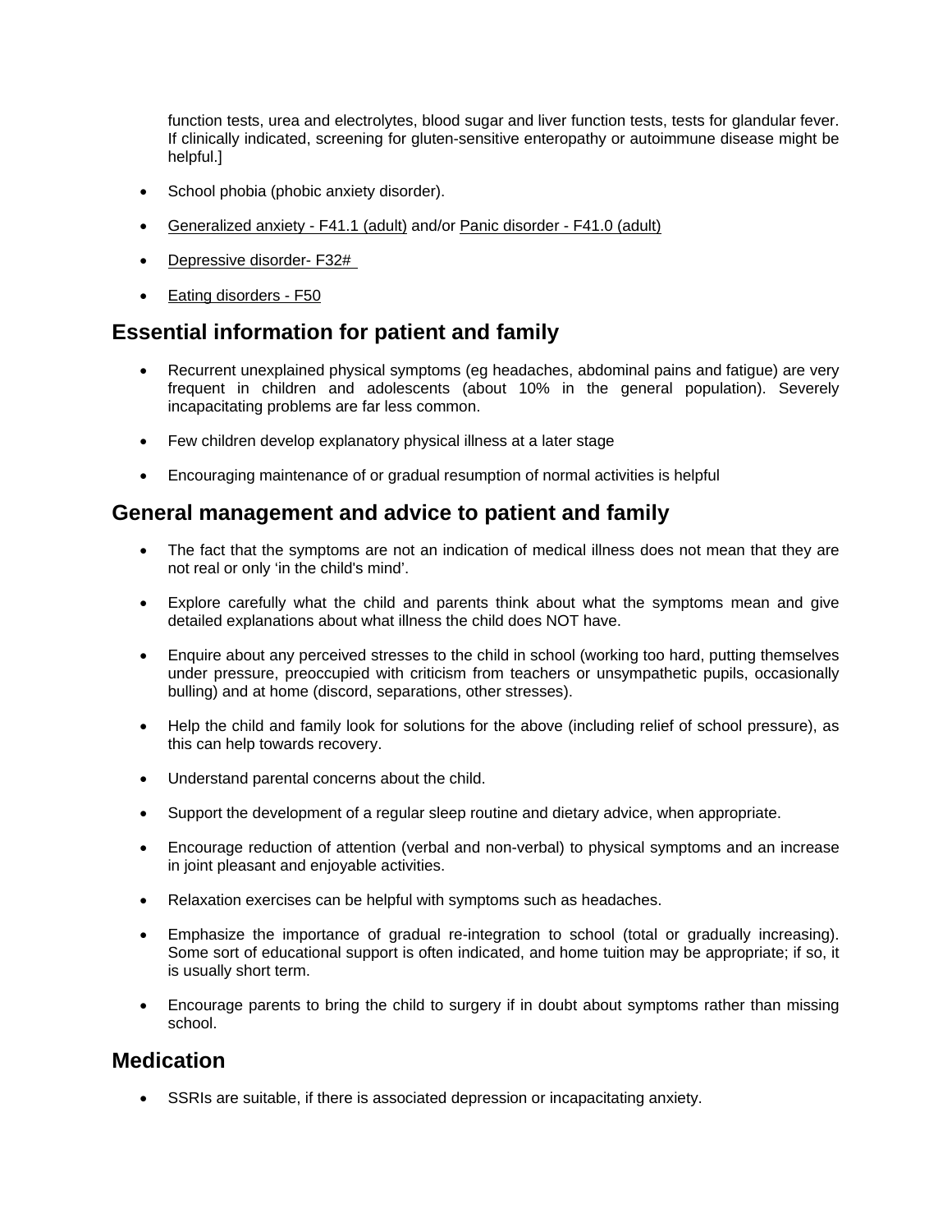function tests, urea and electrolytes, blood sugar and liver function tests, tests for glandular fever. If clinically indicated, screening for gluten-sensitive enteropathy or autoimmune disease might be helpful.]

- School phobia (phobic anxiety disorder).
- Generalized anxiety - F41.1 (adult) and/or Panic disorder - F41.0 (adult)
- Depressive disorder- F32#
- Eating disorders - F50

## Essential information for patient and family

- Recurrent unexplained physical symptoms (eg headaches, abdominal pains and fatigue) are very frequent in children and adolescents (about 10% in the general population). Severely incapacitating problems are far less common.
- Few children develop explanatory physical illness at a later stage
- Encouraging maintenance of or gradual resumption of normal activities is helpful

## General management and advice to patient and family

- The fact that the symptoms are not an indication of medical illness does not mean that they are not real or only 'in the child's mind'.
- Explore carefully what the child and parents think about what the symptoms mean and give detailed explanations about what illness the child does NOT have.
- Enquire about any perceived stresses to the child in school (working too hard, putting themselves under pressure, preoccupied with criticism from teachers or unsympathetic pupils, occasionally bulling) and at home (discord, separations, other stresses).
- Help the child and family look for solutions for the above (including relief of school pressure), as this can help towards recovery.
- Understand parental concerns about the child.
- Support the development of a regular sleep routine and dietary advice, when appropriate.
- Encourage reduction of attention (verbal and non-verbal) to physical symptoms and an increase in joint pleasant and enjoyable activities.
- Relaxation exercises can be helpful with symptoms such as headaches.
- Emphasize the importance of gradual re-integration to school (total or gradually increasing). Some sort of educational support is often indicated, and home tuition may be appropriate; if so, it is usually short term.
- Encourage parents to bring the child to surgery if in doubt about symptoms rather than missing school.

## Medication

- SSRIs are suitable, if there is associated depression or incapacitating anxiety.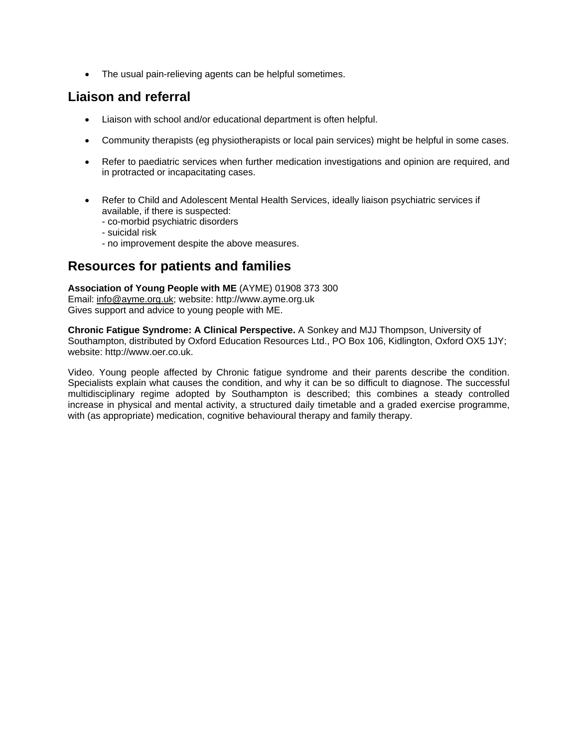- The usual pain-relieving agents can be helpful sometimes.

## Liaison and referral

- Liaison with school and/or educational department is often helpful.
- Community therapists (eg physiotherapists or local pain services) might be helpful in some cases.
- Refer to paediatric services when further medication investigations and opinion are required, and in protracted or incapacitating cases.
- Refer to Child and Adolescent Mental Health Services, ideally liaison psychiatric services if available, if there is suspected:
  - co-morbid psychiatric disorders
  - suicidal risk
  - no improvement despite the above measures.

## Resources for patients and families

**Association of Young People with ME** (AYME) 01908 373 300
Email: info@ayme.org.uk; website: http://www.ayme.org.uk
Gives support and advice to young people with ME.

**Chronic Fatigue Syndrome: A Clinical Perspective.** A Sonkey and MJJ Thompson, University of Southampton, distributed by Oxford Education Resources Ltd., PO Box 106, Kidlington, Oxford OX5 1JY; website: http://www.oer.co.uk.

Video. Young people affected by Chronic fatigue syndrome and their parents describe the condition. Specialists explain what causes the condition, and why it can be so difficult to diagnose. The successful multidisciplinary regime adopted by Southampton is described; this combines a steady controlled increase in physical and mental activity, a structured daily timetable and a graded exercise programme, with (as appropriate) medication, cognitive behavioural therapy and family therapy.